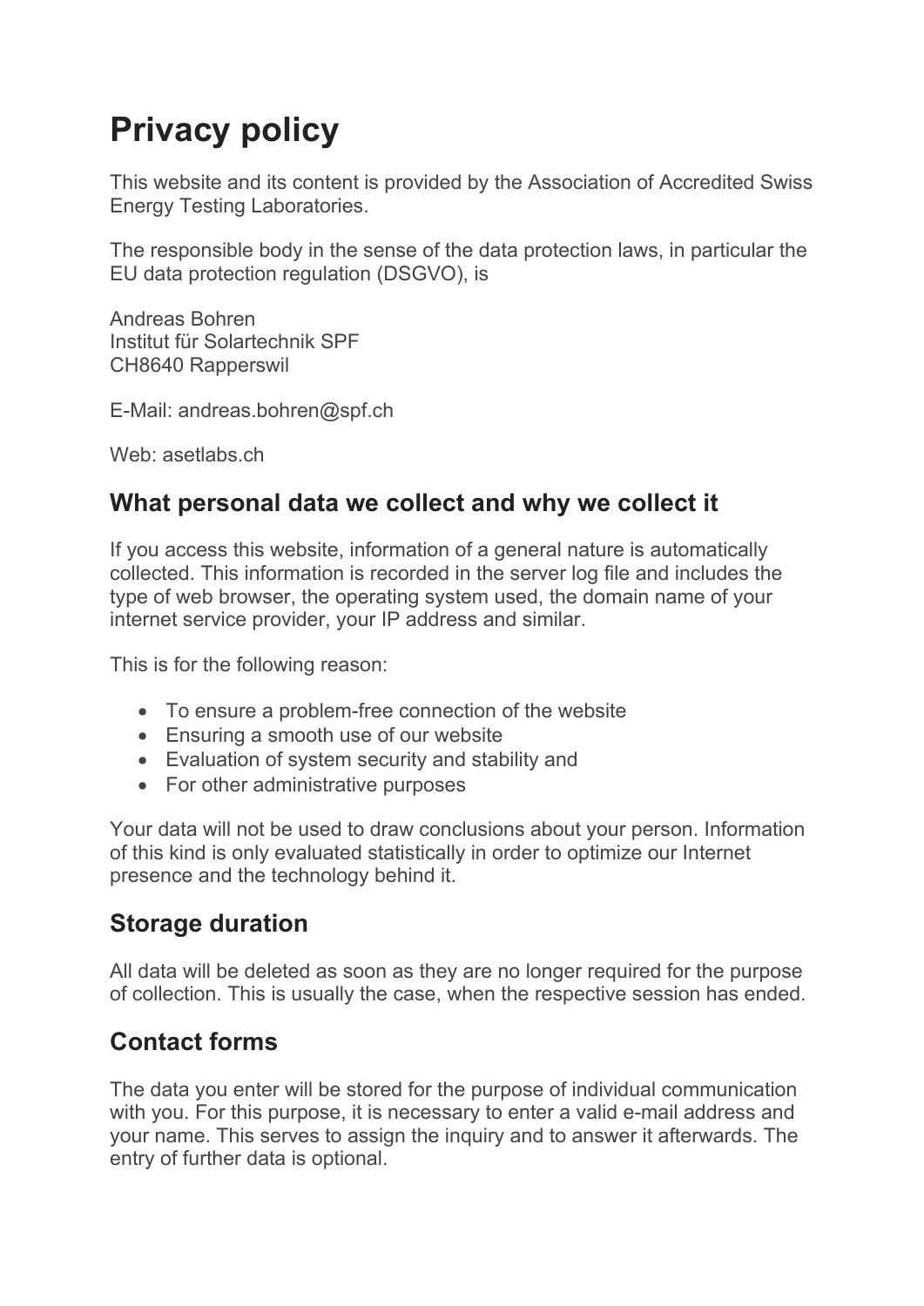# Privacy policy

This website and its content is provided by the Association of Accredited Swiss Energy Testing Laboratories.

The responsible body in the sense of the data protection laws, in particular the EU data protection regulation (DSGVO), is

Andreas Bohren
Institut für Solartechnik SPF
CH8640 Rapperswil

E-Mail: andreas.bohren@spf.ch

Web: asetlabs.ch

## What personal data we collect and why we collect it

If you access this website, information of a general nature is automatically collected. This information is recorded in the server log file and includes the type of web browser, the operating system used, the domain name of your internet service provider, your IP address and similar.

This is for the following reason:

- To ensure a problem-free connection of the website
- Ensuring a smooth use of our website
- Evaluation of system security and stability and
- For other administrative purposes

Your data will not be used to draw conclusions about your person. Information of this kind is only evaluated statistically in order to optimize our Internet presence and the technology behind it.

## Storage duration

All data will be deleted as soon as they are no longer required for the purpose of collection. This is usually the case, when the respective session has ended.

## Contact forms

The data you enter will be stored for the purpose of individual communication with you. For this purpose, it is necessary to enter a valid e-mail address and your name. This serves to assign the inquiry and to answer it afterwards. The entry of further data is optional.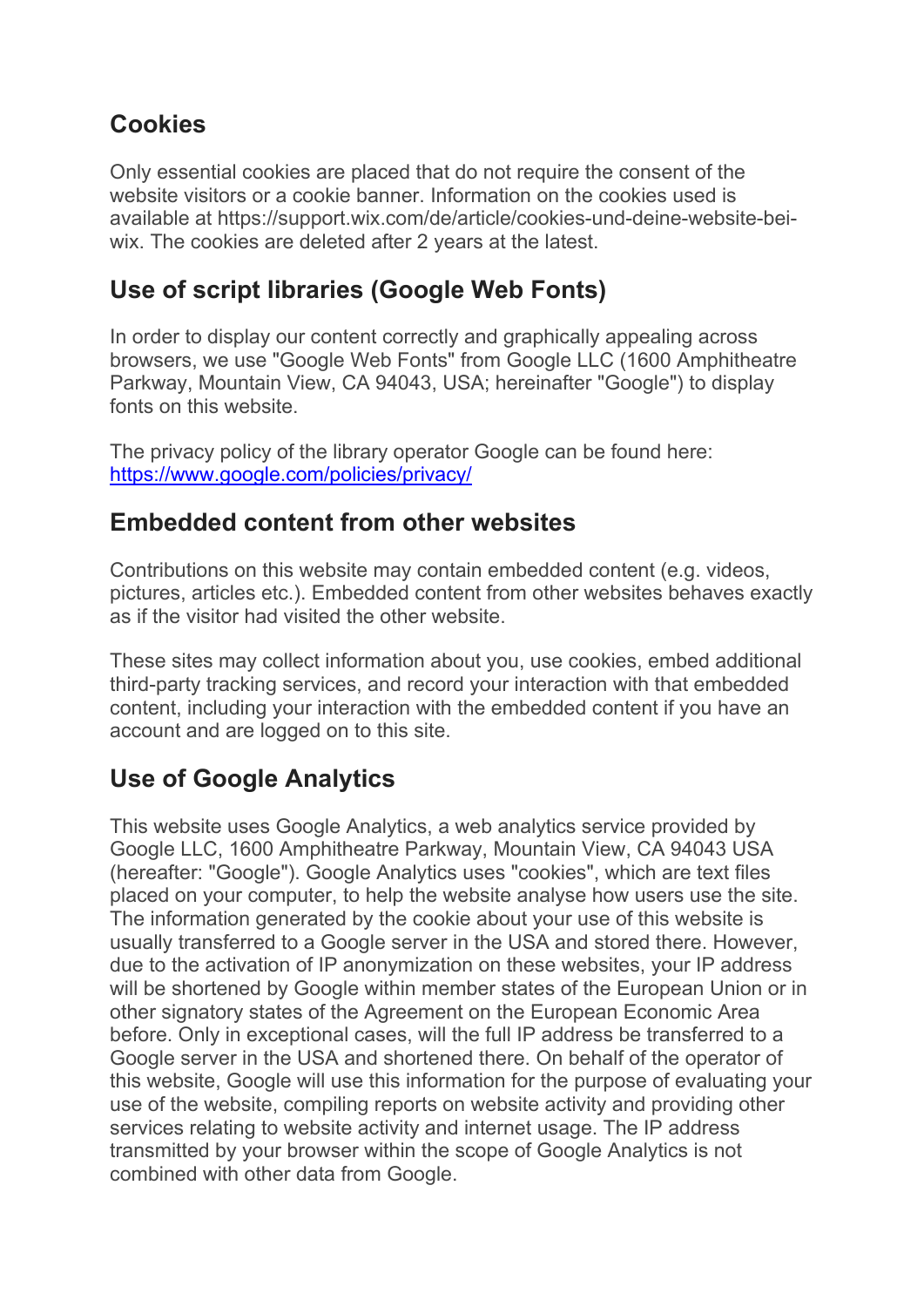## Cookies

Only essential cookies are placed that do not require the consent of the website visitors or a cookie banner. Information on the cookies used is available at https://support.wix.com/de/article/cookies-und-deine-website-bei-wix. The cookies are deleted after 2 years at the latest.

## Use of script libraries (Google Web Fonts)

In order to display our content correctly and graphically appealing across browsers, we use "Google Web Fonts" from Google LLC (1600 Amphitheatre Parkway, Mountain View, CA 94043, USA; hereinafter "Google") to display fonts on this website.

The privacy policy of the library operator Google can be found here: https://www.google.com/policies/privacy/

## Embedded content from other websites

Contributions on this website may contain embedded content (e.g. videos, pictures, articles etc.). Embedded content from other websites behaves exactly as if the visitor had visited the other website.

These sites may collect information about you, use cookies, embed additional third-party tracking services, and record your interaction with that embedded content, including your interaction with the embedded content if you have an account and are logged on to this site.

## Use of Google Analytics

This website uses Google Analytics, a web analytics service provided by Google LLC, 1600 Amphitheatre Parkway, Mountain View, CA 94043 USA (hereafter: "Google"). Google Analytics uses "cookies", which are text files placed on your computer, to help the website analyse how users use the site. The information generated by the cookie about your use of this website is usually transferred to a Google server in the USA and stored there. However, due to the activation of IP anonymization on these websites, your IP address will be shortened by Google within member states of the European Union or in other signatory states of the Agreement on the European Economic Area before. Only in exceptional cases, will the full IP address be transferred to a Google server in the USA and shortened there. On behalf of the operator of this website, Google will use this information for the purpose of evaluating your use of the website, compiling reports on website activity and providing other services relating to website activity and internet usage. The IP address transmitted by your browser within the scope of Google Analytics is not combined with other data from Google.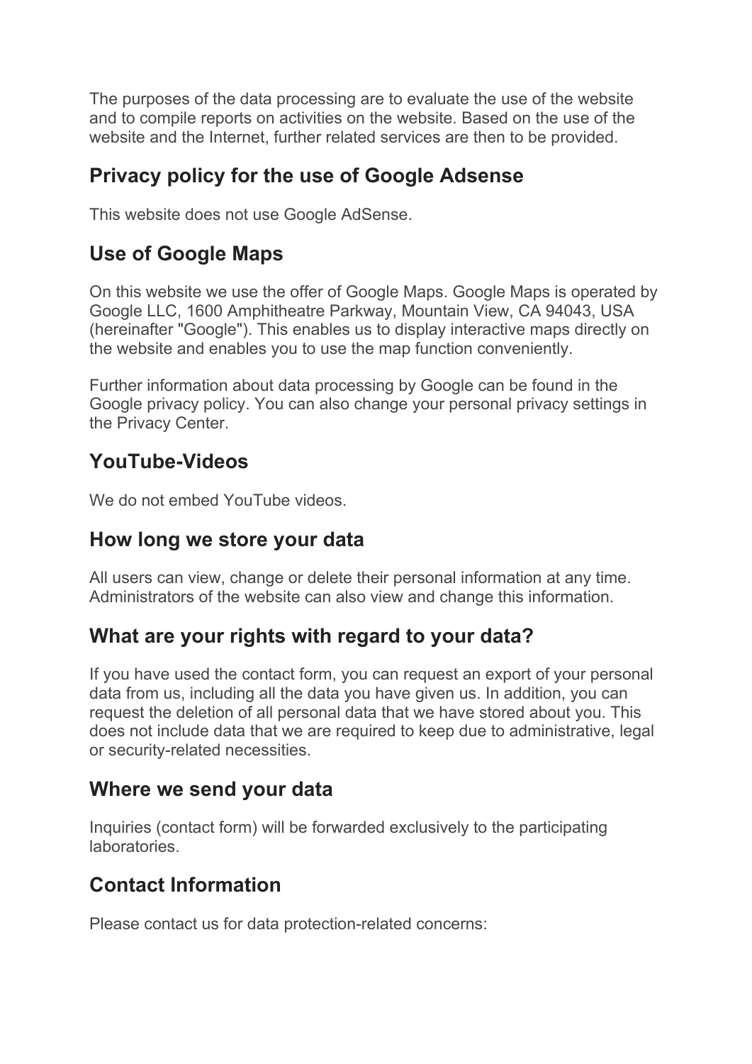The purposes of the data processing are to evaluate the use of the website and to compile reports on activities on the website. Based on the use of the website and the Internet, further related services are then to be provided.

## Privacy policy for the use of Google Adsense

This website does not use Google AdSense.

## Use of Google Maps

On this website we use the offer of Google Maps. Google Maps is operated by Google LLC, 1600 Amphitheatre Parkway, Mountain View, CA 94043, USA (hereinafter "Google"). This enables us to display interactive maps directly on the website and enables you to use the map function conveniently.

Further information about data processing by Google can be found in the Google privacy policy. You can also change your personal privacy settings in the Privacy Center.

## YouTube-Videos

We do not embed YouTube videos.

## How long we store your data

All users can view, change or delete their personal information at any time. Administrators of the website can also view and change this information.

## What are your rights with regard to your data?

If you have used the contact form, you can request an export of your personal data from us, including all the data you have given us. In addition, you can request the deletion of all personal data that we have stored about you. This does not include data that we are required to keep due to administrative, legal or security-related necessities.

## Where we send your data

Inquiries (contact form) will be forwarded exclusively to the participating laboratories.

## Contact Information

Please contact us for data protection-related concerns: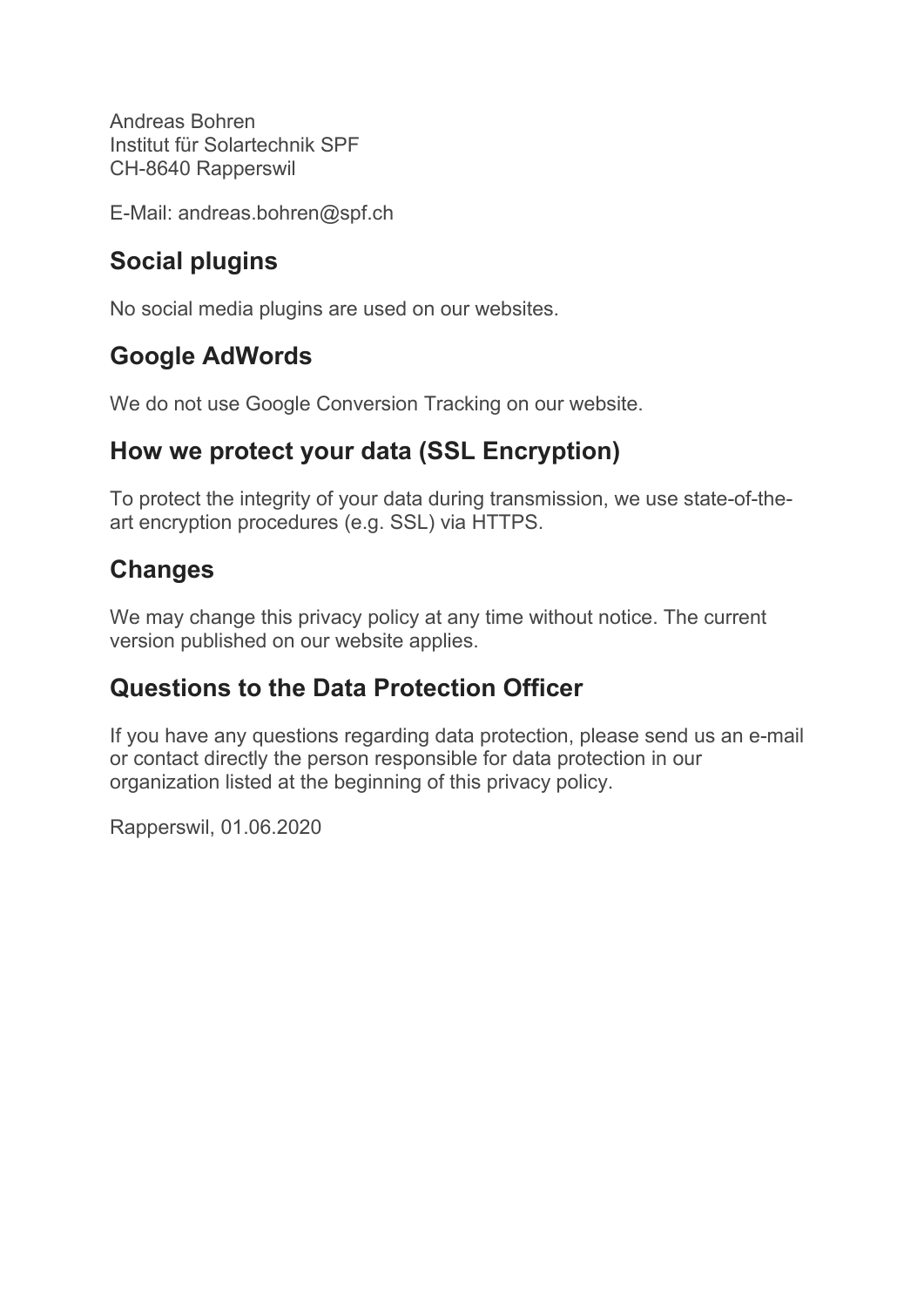Andreas Bohren
Institut für Solartechnik SPF
CH-8640 Rapperswil

E-Mail: andreas.bohren@spf.ch

## Social plugins

No social media plugins are used on our websites.

## Google AdWords

We do not use Google Conversion Tracking on our website.

## How we protect your data (SSL Encryption)

To protect the integrity of your data during transmission, we use state-of-the-art encryption procedures (e.g. SSL) via HTTPS.

## Changes

We may change this privacy policy at any time without notice. The current version published on our website applies.

## Questions to the Data Protection Officer

If you have any questions regarding data protection, please send us an e-mail or contact directly the person responsible for data protection in our organization listed at the beginning of this privacy policy.

Rapperswil, 01.06.2020